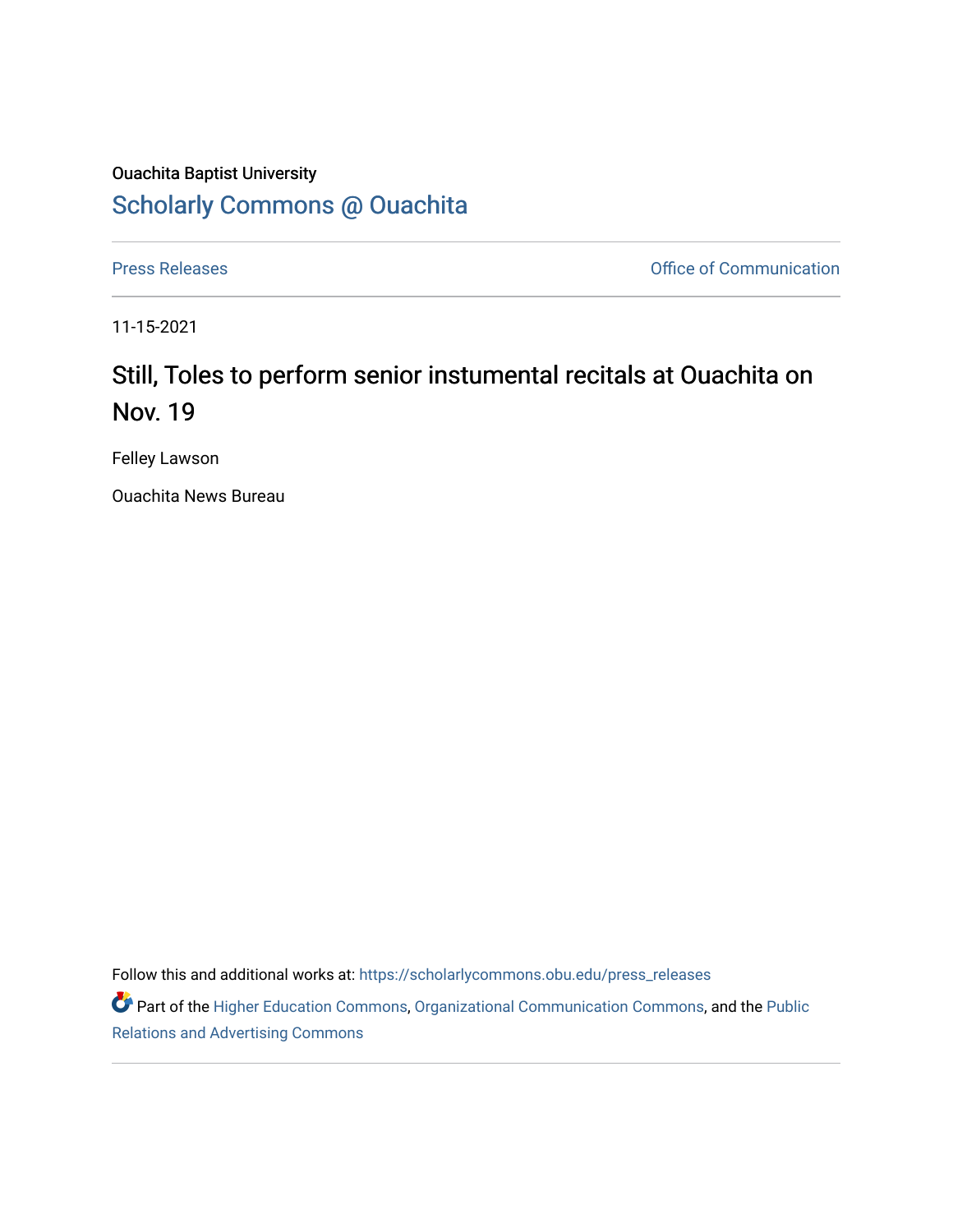Ouachita Baptist University

## Scholarly Commons @ Ouachita

Press Releases | Office of Communication

11-15-2021

# Still, Toles to perform senior instumental recitals at Ouachita on Nov. 19

Felley Lawson

Ouachita News Bureau

Follow this and additional works at: https://scholarlycommons.obu.edu/press_releases

Part of the Higher Education Commons, Organizational Communication Commons, and the Public Relations and Advertising Commons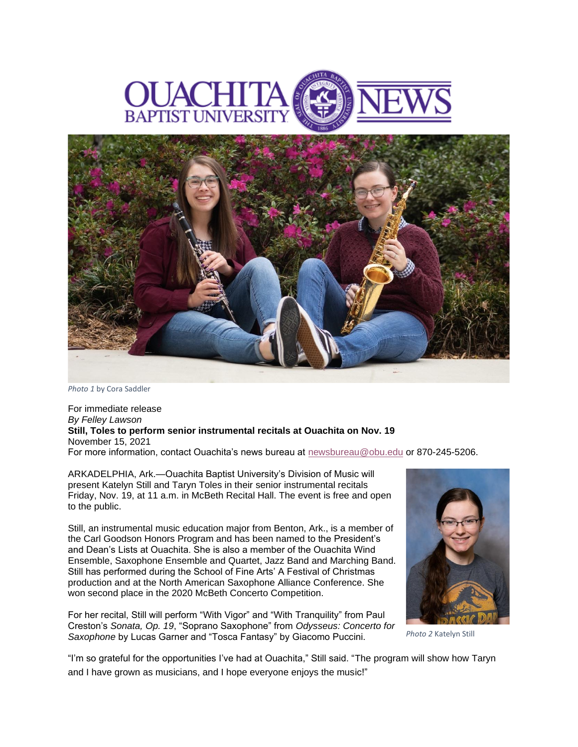*Photo 1* by Cora Saddler

For immediate release
*By Felley Lawson*
**Still, Toles to perform senior instrumental recitals at Ouachita on Nov. 19**
November 15, 2021
For more information, contact Ouachita's news bureau at newsbureau@obu.edu or 870-245-5206.

ARKADELPHIA, Ark.—Ouachita Baptist University's Division of Music will present Katelyn Still and Taryn Toles in their senior instrumental recitals Friday, Nov. 19, at 11 a.m. in McBeth Recital Hall. The event is free and open to the public.

Still, an instrumental music education major from Benton, Ark., is a member of the Carl Goodson Honors Program and has been named to the President's and Dean's Lists at Ouachita. She is also a member of the Ouachita Wind Ensemble, Saxophone Ensemble and Quartet, Jazz Band and Marching Band. Still has performed during the School of Fine Arts' A Festival of Christmas production and at the North American Saxophone Alliance Conference. She won second place in the 2020 McBeth Concerto Competition.

*Photo 2* Katelyn Still

For her recital, Still will perform "With Vigor" and "With Tranquility" from Paul Creston's *Sonata, Op. 19*, "Soprano Saxophone" from *Odysseus: Concerto for Saxophone* by Lucas Garner and "Tosca Fantasy" by Giacomo Puccini.

"I'm so grateful for the opportunities I've had at Ouachita," Still said. "The program will show how Taryn and I have grown as musicians, and I hope everyone enjoys the music!"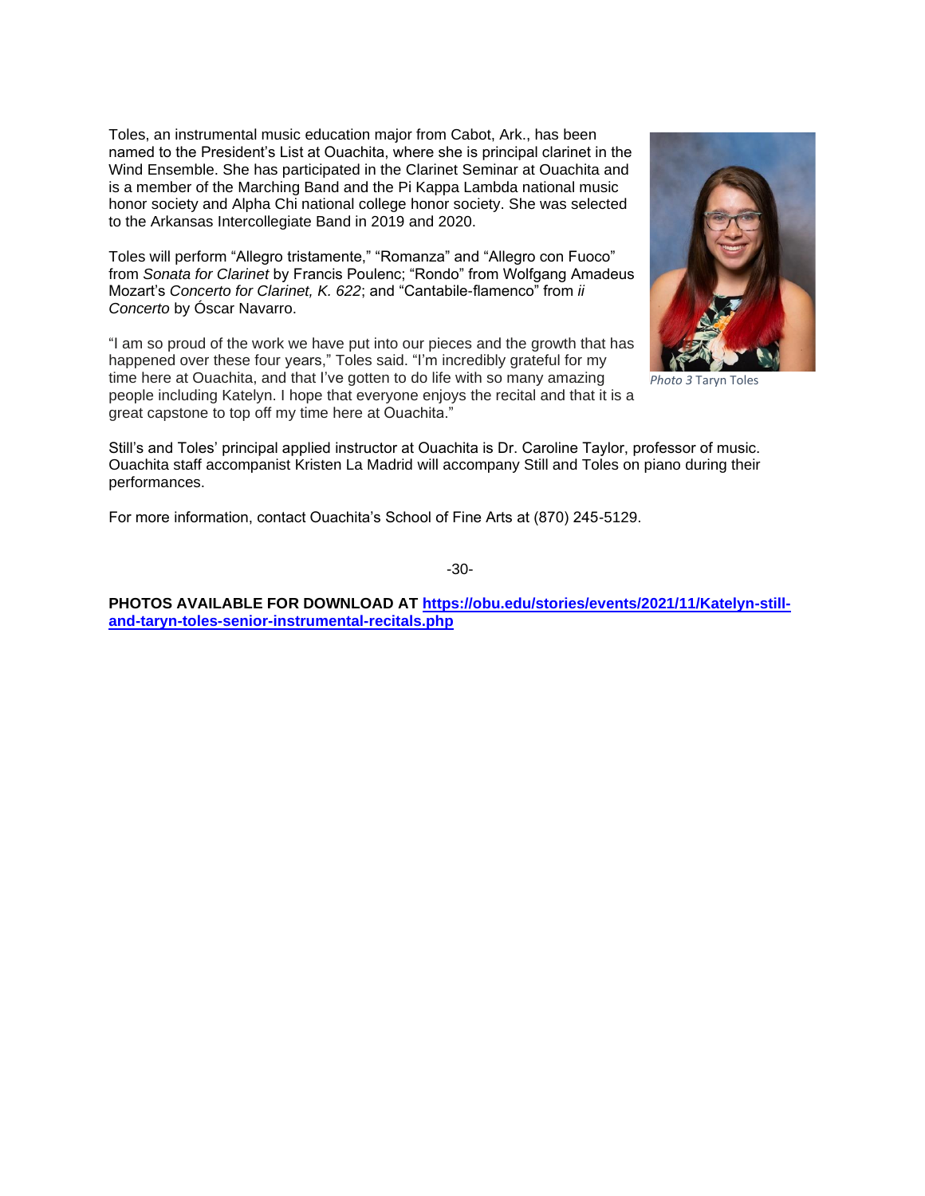Toles, an instrumental music education major from Cabot, Ark., has been named to the President's List at Ouachita, where she is principal clarinet in the Wind Ensemble. She has participated in the Clarinet Seminar at Ouachita and is a member of the Marching Band and the Pi Kappa Lambda national music honor society and Alpha Chi national college honor society. She was selected to the Arkansas Intercollegiate Band in 2019 and 2020.

Toles will perform "Allegro tristamente," "Romanza" and "Allegro con Fuoco" from *Sonata for Clarinet* by Francis Poulenc; "Rondo" from Wolfgang Amadeus Mozart's *Concerto for Clarinet, K. 622*; and "Cantabile-flamenco" from *ii Concerto* by Óscar Navarro.

"I am so proud of the work we have put into our pieces and the growth that has happened over these four years," Toles said. "I'm incredibly grateful for my time here at Ouachita, and that I've gotten to do life with so many amazing people including Katelyn. I hope that everyone enjoys the recital and that it is a great capstone to top off my time here at Ouachita."

*Photo 3* Taryn Toles

Still's and Toles' principal applied instructor at Ouachita is Dr. Caroline Taylor, professor of music. Ouachita staff accompanist Kristen La Madrid will accompany Still and Toles on piano during their performances.

For more information, contact Ouachita's School of Fine Arts at (870) 245-5129.

-30-

**PHOTOS AVAILABLE FOR DOWNLOAD AT [https://obu.edu/stories/events/2021/11/Katelyn-still-and-taryn-toles-senior-instrumental-recitals.php](https://obu.edu/stories/events/2021/11/Katelyn-still-and-taryn-toles-senior-instrumental-recitals.php)**